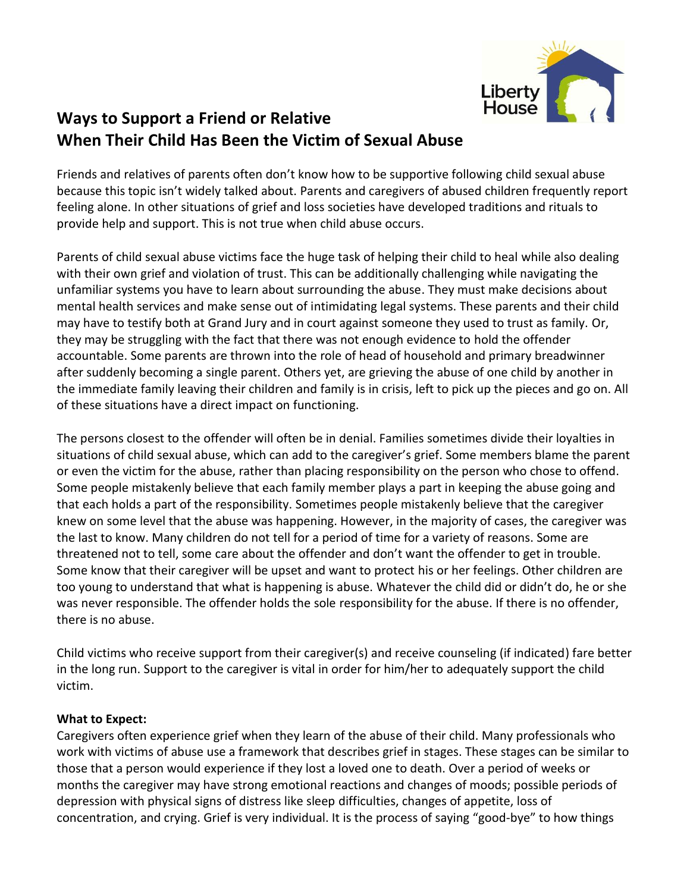# Ways to Support a Friend or Relative When Their Child Has Been the Victim of Sexual Abuse

Friends and relatives of parents often don't know how to be supportive following child sexual abuse because this topic isn't widely talked about. Parents and caregivers of abused children frequently report feeling alone. In other situations of grief and loss societies have developed traditions and rituals to provide help and support. This is not true when child abuse occurs.

Parents of child sexual abuse victims face the huge task of helping their child to heal while also dealing with their own grief and violation of trust. This can be additionally challenging while navigating the unfamiliar systems you have to learn about surrounding the abuse. They must make decisions about mental health services and make sense out of intimidating legal systems. These parents and their child may have to testify both at Grand Jury and in court against someone they used to trust as family. Or, they may be struggling with the fact that there was not enough evidence to hold the offender accountable. Some parents are thrown into the role of head of household and primary breadwinner after suddenly becoming a single parent. Others yet, are grieving the abuse of one child by another in the immediate family leaving their children and family is in crisis, left to pick up the pieces and go on. All of these situations have a direct impact on functioning.

The persons closest to the offender will often be in denial. Families sometimes divide their loyalties in situations of child sexual abuse, which can add to the caregiver's grief. Some members blame the parent or even the victim for the abuse, rather than placing responsibility on the person who chose to offend. Some people mistakenly believe that each family member plays a part in keeping the abuse going and that each holds a part of the responsibility. Sometimes people mistakenly believe that the caregiver knew on some level that the abuse was happening. However, in the majority of cases, the caregiver was the last to know. Many children do not tell for a period of time for a variety of reasons. Some are threatened not to tell, some care about the offender and don't want the offender to get in trouble. Some know that their caregiver will be upset and want to protect his or her feelings. Other children are too young to understand that what is happening is abuse. Whatever the child did or didn't do, he or she was never responsible. The offender holds the sole responsibility for the abuse. If there is no offender, there is no abuse.

Child victims who receive support from their caregiver(s) and receive counseling (if indicated) fare better in the long run. Support to the caregiver is vital in order for him/her to adequately support the child victim.

**What to Expect:**
Caregivers often experience grief when they learn of the abuse of their child. Many professionals who work with victims of abuse use a framework that describes grief in stages. These stages can be similar to those that a person would experience if they lost a loved one to death. Over a period of weeks or months the caregiver may have strong emotional reactions and changes of moods; possible periods of depression with physical signs of distress like sleep difficulties, changes of appetite, loss of concentration, and crying. Grief is very individual. It is the process of saying "good-bye" to how things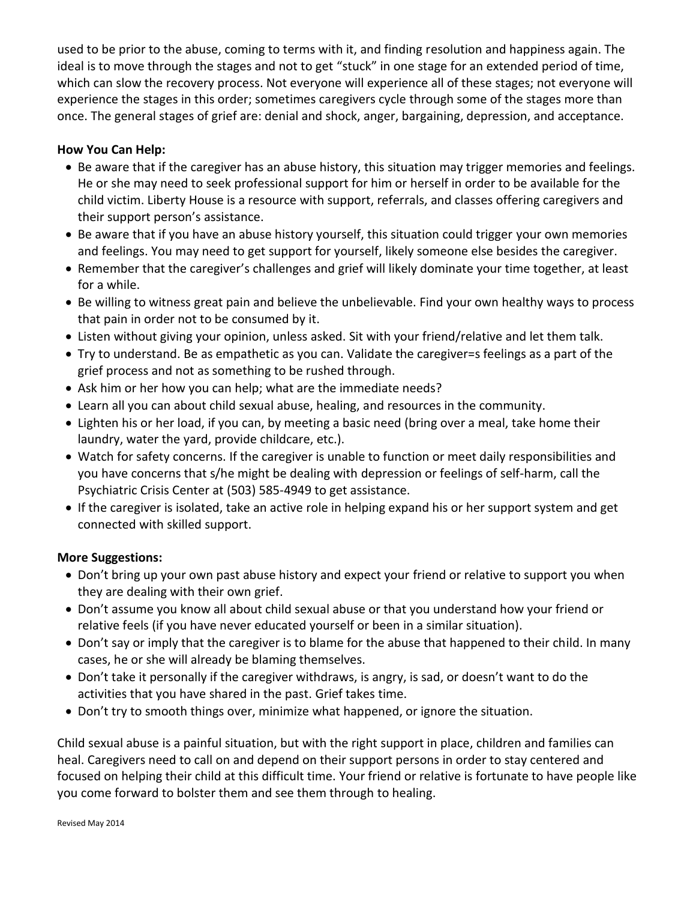used to be prior to the abuse, coming to terms with it, and finding resolution and happiness again. The ideal is to move through the stages and not to get "stuck" in one stage for an extended period of time, which can slow the recovery process. Not everyone will experience all of these stages; not everyone will experience the stages in this order; sometimes caregivers cycle through some of the stages more than once. The general stages of grief are: denial and shock, anger, bargaining, depression, and acceptance.

**How You Can Help:**

- Be aware that if the caregiver has an abuse history, this situation may trigger memories and feelings. He or she may need to seek professional support for him or herself in order to be available for the child victim. Liberty House is a resource with support, referrals, and classes offering caregivers and their support person's assistance.
- Be aware that if you have an abuse history yourself, this situation could trigger your own memories and feelings. You may need to get support for yourself, likely someone else besides the caregiver.
- Remember that the caregiver's challenges and grief will likely dominate your time together, at least for a while.
- Be willing to witness great pain and believe the unbelievable. Find your own healthy ways to process that pain in order not to be consumed by it.
- Listen without giving your opinion, unless asked. Sit with your friend/relative and let them talk.
- Try to understand. Be as empathetic as you can. Validate the caregiver=s feelings as a part of the grief process and not as something to be rushed through.
- Ask him or her how you can help; what are the immediate needs?
- Learn all you can about child sexual abuse, healing, and resources in the community.
- Lighten his or her load, if you can, by meeting a basic need (bring over a meal, take home their laundry, water the yard, provide childcare, etc.).
- Watch for safety concerns. If the caregiver is unable to function or meet daily responsibilities and you have concerns that s/he might be dealing with depression or feelings of self-harm, call the Psychiatric Crisis Center at (503) 585-4949 to get assistance.
- If the caregiver is isolated, take an active role in helping expand his or her support system and get connected with skilled support.

**More Suggestions:**

- Don't bring up your own past abuse history and expect your friend or relative to support you when they are dealing with their own grief.
- Don't assume you know all about child sexual abuse or that you understand how your friend or relative feels (if you have never educated yourself or been in a similar situation).
- Don't say or imply that the caregiver is to blame for the abuse that happened to their child. In many cases, he or she will already be blaming themselves.
- Don't take it personally if the caregiver withdraws, is angry, is sad, or doesn't want to do the activities that you have shared in the past. Grief takes time.
- Don't try to smooth things over, minimize what happened, or ignore the situation.

Child sexual abuse is a painful situation, but with the right support in place, children and families can heal. Caregivers need to call on and depend on their support persons in order to stay centered and focused on helping their child at this difficult time. Your friend or relative is fortunate to have people like you come forward to bolster them and see them through to healing.

Revised May 2014